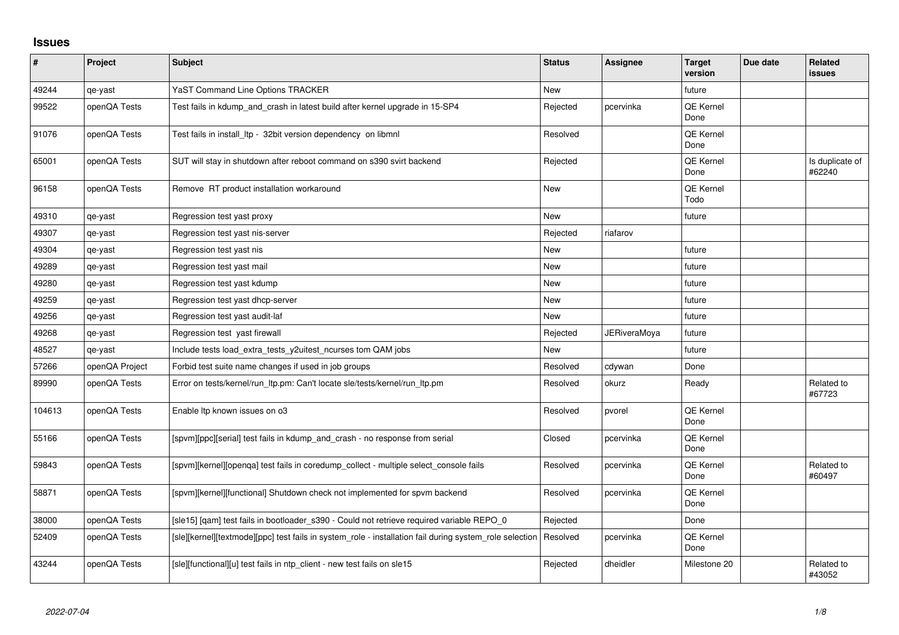# Issues

| # | Project | Subject | Status | Assignee | Target version | Due date | Related issues |
|---|---|---|---|---|---|---|---|
| 49244 | qe-yast | YaST Command Line Options TRACKER | New | | future | | |
| 99522 | openQA Tests | Test fails in kdump_and_crash in latest build after kernel upgrade in 15-SP4 | Rejected | pcervinka | QE Kernel Done | | |
| 91076 | openQA Tests | Test fails in install_ltp - 32bit version dependency on libmnl | Resolved | | QE Kernel Done | | |
| 65001 | openQA Tests | SUT will stay in shutdown after reboot command on s390 svirt backend | Rejected | | QE Kernel Done | | Is duplicate of #62240 |
| 96158 | openQA Tests | Remove RT product installation workaround | New | | QE Kernel Todo | | |
| 49310 | qe-yast | Regression test yast proxy | New | | future | | |
| 49307 | qe-yast | Regression test yast nis-server | Rejected | riafarov | | | |
| 49304 | qe-yast | Regression test yast nis | New | | future | | |
| 49289 | qe-yast | Regression test yast mail | New | | future | | |
| 49280 | qe-yast | Regression test yast kdump | New | | future | | |
| 49259 | qe-yast | Regression test yast dhcp-server | New | | future | | |
| 49256 | qe-yast | Regression test yast audit-laf | New | | future | | |
| 49268 | qe-yast | Regression test yast firewall | Rejected | JERiveraMoya | future | | |
| 48527 | qe-yast | Include tests load_extra_tests_y2uitest_ncurses tom QAM jobs | New | | future | | |
| 57266 | openQA Project | Forbid test suite name changes if used in job groups | Resolved | cdywan | Done | | |
| 89990 | openQA Tests | Error on tests/kernel/run_ltp.pm: Can't locate sle/tests/kernel/run_ltp.pm | Resolved | okurz | Ready | | Related to #67723 |
| 104613 | openQA Tests | Enable ltp known issues on o3 | Resolved | pvorel | QE Kernel Done | | |
| 55166 | openQA Tests | [spvm][ppc][serial] test fails in kdump_and_crash - no response from serial | Closed | pcervinka | QE Kernel Done | | |
| 59843 | openQA Tests | [spvm][kernel][openqa] test fails in coredump_collect - multiple select_console fails | Resolved | pcervinka | QE Kernel Done | | Related to #60497 |
| 58871 | openQA Tests | [spvm][kernel][functional] Shutdown check not implemented for spvm backend | Resolved | pcervinka | QE Kernel Done | | |
| 38000 | openQA Tests | [sle15] [qam] test fails in bootloader_s390 - Could not retrieve required variable REPO_0 | Rejected | | Done | | |
| 52409 | openQA Tests | [sle][kernel][textmode][ppc] test fails in system_role - installation fail during system_role selection | Resolved | pcervinka | QE Kernel Done | | |
| 43244 | openQA Tests | [sle][functional][u] test fails in ntp_client - new test fails on sle15 | Rejected | dheidler | Milestone 20 | | Related to #43052 |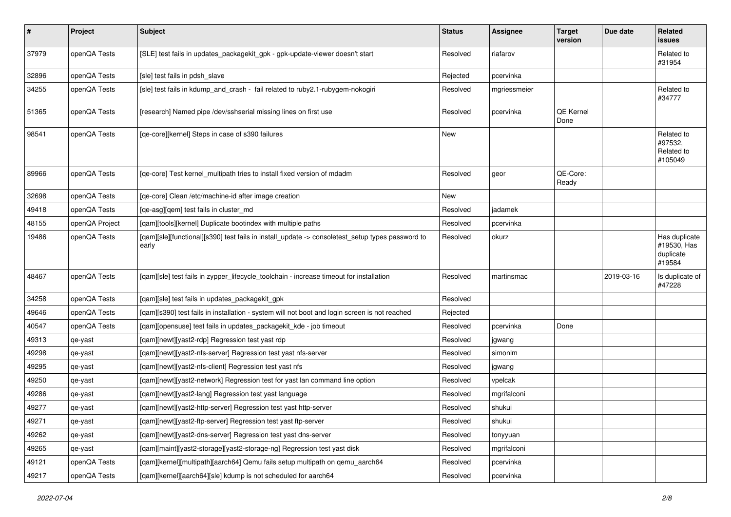| # | Project | Subject | Status | Assignee | Target version | Due date | Related issues |
|---|---|---|---|---|---|---|---|
| 37979 | openQA Tests | [SLE] test fails in updates_packagekit_gpk - gpk-update-viewer doesn't start | Resolved | riafarov | | | Related to #31954 |
| 32896 | openQA Tests | [sle] test fails in pdsh_slave | Rejected | pcervinka | | | |
| 34255 | openQA Tests | [sle] test fails in kdump_and_crash - fail related to ruby2.1-rubygem-nokogiri | Resolved | mgriessmeier | | | Related to #34777 |
| 51365 | openQA Tests | [research] Named pipe /dev/sshserial missing lines on first use | Resolved | pcervinka | QE Kernel Done | | |
| 98541 | openQA Tests | [qe-core][kernel] Steps in case of s390 failures | New | | | | Related to #97532, Related to #105049 |
| 89966 | openQA Tests | [qe-core] Test kernel_multipath tries to install fixed version of mdadm | Resolved | geor | QE-Core: Ready | | |
| 32698 | openQA Tests | [qe-core] Clean /etc/machine-id after image creation | New | | | | |
| 49418 | openQA Tests | [qe-asg][qem] test fails in cluster_md | Resolved | jadamek | | | |
| 48155 | openQA Project | [qam][tools][kernel] Duplicate bootindex with multiple paths | Resolved | pcervinka | | | |
| 19486 | openQA Tests | [qam][sle][functional][s390] test fails in install_update -> consoletest_setup types password to early | Resolved | okurz | | | Has duplicate #19530, Has duplicate #19584 |
| 48467 | openQA Tests | [qam][sle] test fails in zypper_lifecycle_toolchain - increase timeout for installation | Resolved | martinsmac | | 2019-03-16 | Is duplicate of #47228 |
| 34258 | openQA Tests | [qam][sle] test fails in updates_packagekit_gpk | Resolved | | | | |
| 49646 | openQA Tests | [qam][s390] test fails in installation - system will not boot and login screen is not reached | Rejected | | | | |
| 40547 | openQA Tests | [qam][opensuse] test fails in updates_packagekit_kde - job timeout | Resolved | pcervinka | Done | | |
| 49313 | qe-yast | [qam][newt][yast2-rdp] Regression test yast rdp | Resolved | jgwang | | | |
| 49298 | qe-yast | [qam][newt][yast2-nfs-server] Regression test yast nfs-server | Resolved | simonlm | | | |
| 49295 | qe-yast | [qam][newt][yast2-nfs-client] Regression test yast nfs | Resolved | jgwang | | | |
| 49250 | qe-yast | [qam][newt][yast2-network] Regression test for yast lan command line option | Resolved | vpelcak | | | |
| 49286 | qe-yast | [qam][newt][yast2-lang] Regression test yast language | Resolved | mgrifalconi | | | |
| 49277 | qe-yast | [qam][newt][yast2-http-server] Regression test yast http-server | Resolved | shukui | | | |
| 49271 | qe-yast | [qam][newt][yast2-ftp-server] Regression test yast ftp-server | Resolved | shukui | | | |
| 49262 | qe-yast | [qam][newt][yast2-dns-server] Regression test yast dns-server | Resolved | tonyyuan | | | |
| 49265 | qe-yast | [qam][maint][yast2-storage][yast2-storage-ng] Regression test yast disk | Resolved | mgrifalconi | | | |
| 49121 | openQA Tests | [qam][kernel][multipath][aarch64] Qemu fails setup multipath on qemu_aarch64 | Resolved | pcervinka | | | |
| 49217 | openQA Tests | [qam][kernel][aarch64][sle] kdump is not scheduled for aarch64 | Resolved | pcervinka | | | |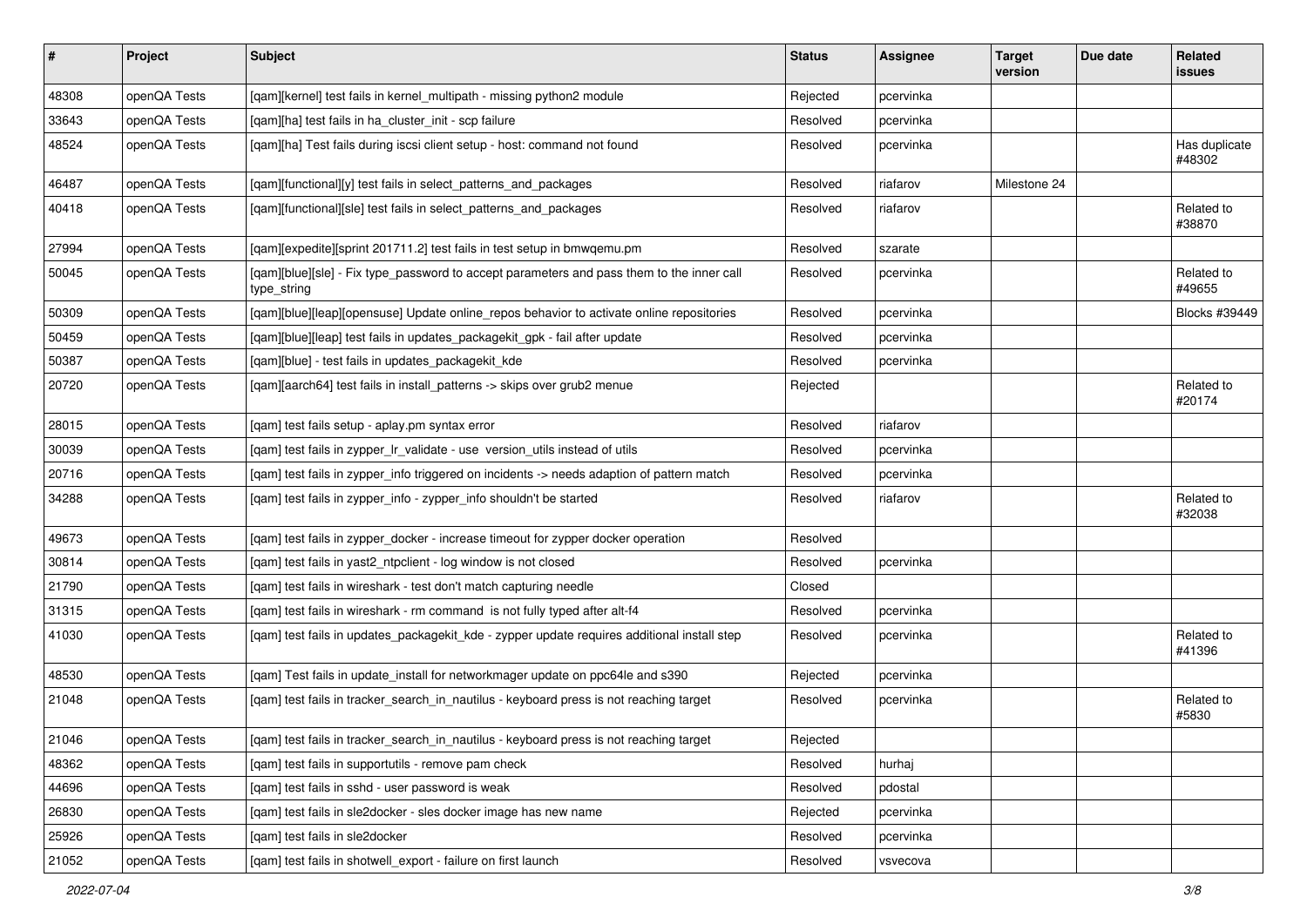| # | Project | Subject | Status | Assignee | Target version | Due date | Related issues |
|---|---|---|---|---|---|---|---|
| 48308 | openQA Tests | [qam][kernel] test fails in kernel_multipath - missing python2 module | Rejected | pcervinka | | | |
| 33643 | openQA Tests | [qam][ha] test fails in ha_cluster_init - scp failure | Resolved | pcervinka | | | |
| 48524 | openQA Tests | [qam][ha] Test fails during iscsi client setup - host: command not found | Resolved | pcervinka | | | Has duplicate #48302 |
| 46487 | openQA Tests | [qam][functional][y] test fails in select_patterns_and_packages | Resolved | riafarov | Milestone 24 | | |
| 40418 | openQA Tests | [qam][functional][sle] test fails in select_patterns_and_packages | Resolved | riafarov | | | Related to #38870 |
| 27994 | openQA Tests | [qam][expedite][sprint 201711.2] test fails in test setup in bmwqemu.pm | Resolved | szarate | | | |
| 50045 | openQA Tests | [qam][blue][sle] - Fix type_password to accept parameters and pass them to the inner call type_string | Resolved | pcervinka | | | Related to #49655 |
| 50309 | openQA Tests | [qam][blue][leap][opensuse] Update online_repos behavior to activate online repositories | Resolved | pcervinka | | | Blocks #39449 |
| 50459 | openQA Tests | [qam][blue][leap] test fails in updates_packagekit_gpk - fail after update | Resolved | pcervinka | | | |
| 50387 | openQA Tests | [qam][blue] - test fails in updates_packagekit_kde | Resolved | pcervinka | | | |
| 20720 | openQA Tests | [qam][aarch64] test fails in install_patterns -> skips over grub2 menue | Rejected | | | | Related to #20174 |
| 28015 | openQA Tests | [qam] test fails setup - aplay.pm syntax error | Resolved | riafarov | | | |
| 30039 | openQA Tests | [qam] test fails in zypper_lr_validate - use version_utils instead of utils | Resolved | pcervinka | | | |
| 20716 | openQA Tests | [qam] test fails in zypper_info triggered on incidents -> needs adaption of pattern match | Resolved | pcervinka | | | |
| 34288 | openQA Tests | [qam] test fails in zypper_info - zypper_info shouldn't be started | Resolved | riafarov | | | Related to #32038 |
| 49673 | openQA Tests | [qam] test fails in zypper_docker - increase timeout for zypper docker operation | Resolved | | | | |
| 30814 | openQA Tests | [qam] test fails in yast2_ntpclient - log window is not closed | Resolved | pcervinka | | | |
| 21790 | openQA Tests | [qam] test fails in wireshark - test don't match capturing needle | Closed | | | | |
| 31315 | openQA Tests | [qam] test fails in wireshark - rm command is not fully typed after alt-f4 | Resolved | pcervinka | | | |
| 41030 | openQA Tests | [qam] test fails in updates_packagekit_kde - zypper update requires additional install step | Resolved | pcervinka | | | Related to #41396 |
| 48530 | openQA Tests | [qam] Test fails in update_install for networkmager update on ppc64le and s390 | Rejected | pcervinka | | | |
| 21048 | openQA Tests | [qam] test fails in tracker_search_in_nautilus - keyboard press is not reaching target | Resolved | pcervinka | | | Related to #5830 |
| 21046 | openQA Tests | [qam] test fails in tracker_search_in_nautilus - keyboard press is not reaching target | Rejected | | | | |
| 48362 | openQA Tests | [qam] test fails in supportutils - remove pam check | Resolved | hurhaj | | | |
| 44696 | openQA Tests | [qam] test fails in sshd - user password is weak | Resolved | pdostal | | | |
| 26830 | openQA Tests | [qam] test fails in sle2docker - sles docker image has new name | Rejected | pcervinka | | | |
| 25926 | openQA Tests | [qam] test fails in sle2docker | Resolved | pcervinka | | | |
| 21052 | openQA Tests | [qam] test fails in shotwell_export - failure on first launch | Resolved | vsvecova | | | |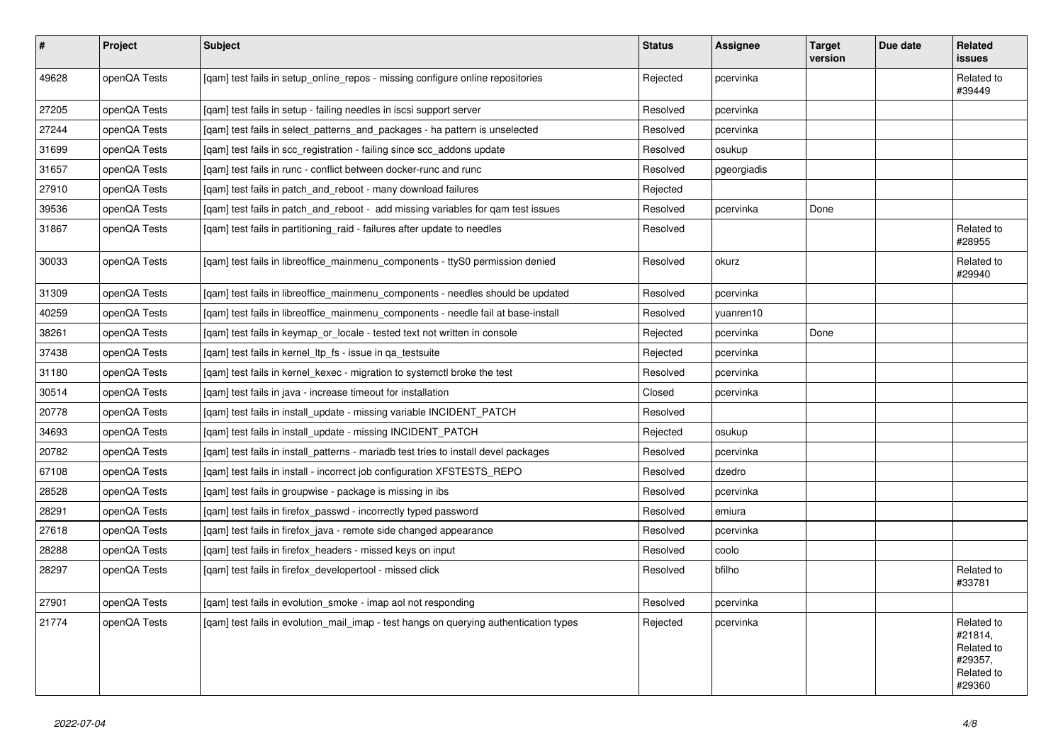| # | Project | Subject | Status | Assignee | Target version | Due date | Related issues |
|---|---|---|---|---|---|---|---|
| 49628 | openQA Tests | [qam] test fails in setup_online_repos - missing configure online repositories | Rejected | pcervinka | | | Related to #39449 |
| 27205 | openQA Tests | [qam] test fails in setup - failing needles in iscsi support server | Resolved | pcervinka | | | |
| 27244 | openQA Tests | [qam] test fails in select_patterns_and_packages - ha pattern is unselected | Resolved | pcervinka | | | |
| 31699 | openQA Tests | [qam] test fails in scc_registration - failing since scc_addons update | Resolved | osukup | | | |
| 31657 | openQA Tests | [qam] test fails in runc - conflict between docker-runc and runc | Resolved | pgeorgiadis | | | |
| 27910 | openQA Tests | [qam] test fails in patch_and_reboot - many download failures | Rejected | | | | |
| 39536 | openQA Tests | [qam] test fails in patch_and_reboot - add missing variables for qam test issues | Resolved | pcervinka | Done | | |
| 31867 | openQA Tests | [qam] test fails in partitioning_raid - failures after update to needles | Resolved | | | | Related to #28955 |
| 30033 | openQA Tests | [qam] test fails in libreoffice_mainmenu_components - ttyS0 permission denied | Resolved | okurz | | | Related to #29940 |
| 31309 | openQA Tests | [qam] test fails in libreoffice_mainmenu_components - needles should be updated | Resolved | pcervinka | | | |
| 40259 | openQA Tests | [qam] test fails in libreoffice_mainmenu_components - needle fail at base-install | Resolved | yuanren10 | | | |
| 38261 | openQA Tests | [qam] test fails in keymap_or_locale - tested text not written in console | Rejected | pcervinka | Done | | |
| 37438 | openQA Tests | [qam] test fails in kernel_ltp_fs - issue in qa_testsuite | Rejected | pcervinka | | | |
| 31180 | openQA Tests | [qam] test fails in kernel_kexec - migration to systemctl broke the test | Resolved | pcervinka | | | |
| 30514 | openQA Tests | [qam] test fails in java - increase timeout for installation | Closed | pcervinka | | | |
| 20778 | openQA Tests | [qam] test fails in install_update - missing variable INCIDENT_PATCH | Resolved | | | | |
| 34693 | openQA Tests | [qam] test fails in install_update - missing INCIDENT_PATCH | Rejected | osukup | | | |
| 20782 | openQA Tests | [qam] test fails in install_patterns - mariadb test tries to install devel packages | Resolved | pcervinka | | | |
| 67108 | openQA Tests | [qam] test fails in install - incorrect job configuration XFSTESTS_REPO | Resolved | dzedro | | | |
| 28528 | openQA Tests | [qam] test fails in groupwise - package is missing in ibs | Resolved | pcervinka | | | |
| 28291 | openQA Tests | [qam] test fails in firefox_passwd - incorrectly typed password | Resolved | emiura | | | |
| 27618 | openQA Tests | [qam] test fails in firefox_java - remote side changed appearance | Resolved | pcervinka | | | |
| 28288 | openQA Tests | [qam] test fails in firefox_headers - missed keys on input | Resolved | coolo | | | |
| 28297 | openQA Tests | [qam] test fails in firefox_developertool - missed click | Resolved | bfilho | | | Related to #33781 |
| 27901 | openQA Tests | [qam] test fails in evolution_smoke - imap aol not responding | Resolved | pcervinka | | | |
| 21774 | openQA Tests | [qam] test fails in evolution_mail_imap - test hangs on querying authentication types | Rejected | pcervinka | | | Related to #21814, Related to #29357, Related to #29360 |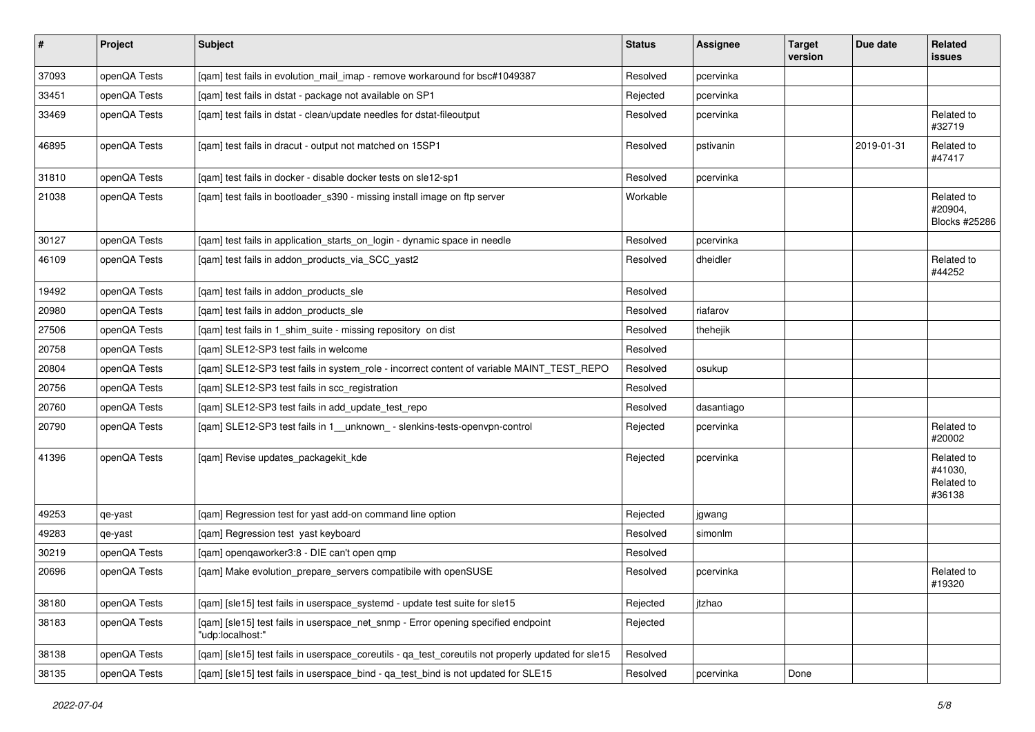| # | Project | Subject | Status | Assignee | Target version | Due date | Related issues |
|---|---|---|---|---|---|---|---|
| 37093 | openQA Tests | [qam] test fails in evolution_mail_imap - remove workaround for bsc#1049387 | Resolved | pcervinka | | | |
| 33451 | openQA Tests | [qam] test fails in dstat - package not available on SP1 | Rejected | pcervinka | | | |
| 33469 | openQA Tests | [qam] test fails in dstat - clean/update needles for dstat-fileoutput | Resolved | pcervinka | | | Related to #32719 |
| 46895 | openQA Tests | [qam] test fails in dracut - output not matched on 15SP1 | Resolved | pstivanin | | 2019-01-31 | Related to #47417 |
| 31810 | openQA Tests | [qam] test fails in docker - disable docker tests on sle12-sp1 | Resolved | pcervinka | | | |
| 21038 | openQA Tests | [qam] test fails in bootloader_s390 - missing install image on ftp server | Workable | | | | Related to #20904, Blocks #25286 |
| 30127 | openQA Tests | [qam] test fails in application_starts_on_login - dynamic space in needle | Resolved | pcervinka | | | |
| 46109 | openQA Tests | [qam] test fails in addon_products_via_SCC_yast2 | Resolved | dheidler | | | Related to #44252 |
| 19492 | openQA Tests | [qam] test fails in addon_products_sle | Resolved | | | | |
| 20980 | openQA Tests | [qam] test fails in addon_products_sle | Resolved | riafarov | | | |
| 27506 | openQA Tests | [qam] test fails in 1_shim_suite - missing repository on dist | Resolved | thehejik | | | |
| 20758 | openQA Tests | [qam] SLE12-SP3 test fails in welcome | Resolved | | | | |
| 20804 | openQA Tests | [qam] SLE12-SP3 test fails in system_role - incorrect content of variable MAINT_TEST_REPO | Resolved | osukup | | | |
| 20756 | openQA Tests | [qam] SLE12-SP3 test fails in scc_registration | Resolved | | | | |
| 20760 | openQA Tests | [qam] SLE12-SP3 test fails in add_update_test_repo | Resolved | dasantiago | | | |
| 20790 | openQA Tests | [qam] SLE12-SP3 test fails in 1__unknown_ - slenkins-tests-openvpn-control | Rejected | pcervinka | | | Related to #20002 |
| 41396 | openQA Tests | [qam] Revise updates_packagekit_kde | Rejected | pcervinka | | | Related to #41030, Related to #36138 |
| 49253 | qe-yast | [qam] Regression test for yast add-on command line option | Rejected | jgwang | | | |
| 49283 | qe-yast | [qam] Regression test yast keyboard | Resolved | simonlm | | | |
| 30219 | openQA Tests | [qam] openqaworker3:8 - DIE can't open qmp | Resolved | | | | |
| 20696 | openQA Tests | [qam] Make evolution_prepare_servers compatibile with openSUSE | Resolved | pcervinka | | | Related to #19320 |
| 38180 | openQA Tests | [qam] [sle15] test fails in userspace_systemd - update test suite for sle15 | Rejected | jtzhao | | | |
| 38183 | openQA Tests | [qam] [sle15] test fails in userspace_net_snmp - Error opening specified endpoint "udp:localhost:" | Rejected | | | | |
| 38138 | openQA Tests | [qam] [sle15] test fails in userspace_coreutils - qa_test_coreutils not properly updated for sle15 | Resolved | | | | |
| 38135 | openQA Tests | [qam] [sle15] test fails in userspace_bind - qa_test_bind is not updated for SLE15 | Resolved | pcervinka | Done | | |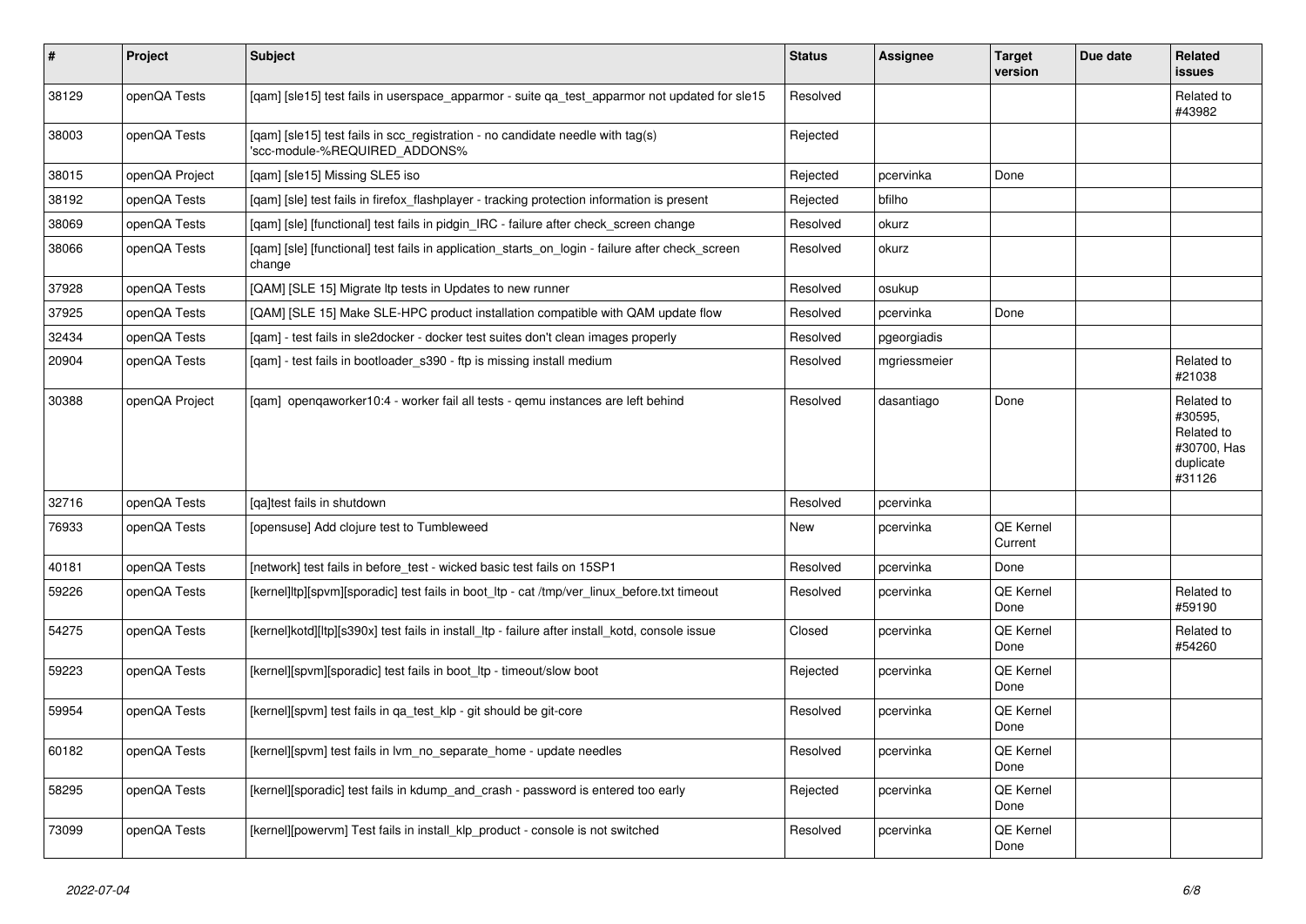| # | Project | Subject | Status | Assignee | Target version | Due date | Related issues |
|---|---|---|---|---|---|---|---|
| 38129 | openQA Tests | [qam] [sle15] test fails in userspace_apparmor - suite qa_test_apparmor not updated for sle15 | Resolved | | | | Related to #43982 |
| 38003 | openQA Tests | [qam] [sle15] test fails in scc_registration - no candidate needle with tag(s) 'scc-module-%REQUIRED_ADDONS% | Rejected | | | | |
| 38015 | openQA Project | [qam] [sle15] Missing SLE5 iso | Rejected | pcervinka | Done | | |
| 38192 | openQA Tests | [qam] [sle] test fails in firefox_flashplayer - tracking protection information is present | Rejected | bfilho | | | |
| 38069 | openQA Tests | [qam] [sle] [functional] test fails in pidgin_IRC - failure after check_screen change | Resolved | okurz | | | |
| 38066 | openQA Tests | [qam] [sle] [functional] test fails in application_starts_on_login - failure after check_screen change | Resolved | okurz | | | |
| 37928 | openQA Tests | [QAM] [SLE 15] Migrate ltp tests in Updates to new runner | Resolved | osukup | | | |
| 37925 | openQA Tests | [QAM] [SLE 15] Make SLE-HPC product installation compatible with QAM update flow | Resolved | pcervinka | Done | | |
| 32434 | openQA Tests | [qam] - test fails in sle2docker - docker test suites don't clean images properly | Resolved | pgeorgiadis | | | |
| 20904 | openQA Tests | [qam] - test fails in bootloader_s390 - ftp is missing install medium | Resolved | mgriessmeier | | | Related to #21038 |
| 30388 | openQA Project | [qam] openqaworker10:4 - worker fail all tests - qemu instances are left behind | Resolved | dasantiago | Done | | Related to #30595, Related to #30700, Has duplicate #31126 |
| 32716 | openQA Tests | [qa]test fails in shutdown | Resolved | pcervinka | | | |
| 76933 | openQA Tests | [opensuse] Add clojure test to Tumbleweed | New | pcervinka | QE Kernel Current | | |
| 40181 | openQA Tests | [network] test fails in before_test - wicked basic test fails on 15SP1 | Resolved | pcervinka | Done | | |
| 59226 | openQA Tests | [kernel]ltp][spvm][sporadic] test fails in boot_ltp - cat /tmp/ver_linux_before.txt timeout | Resolved | pcervinka | QE Kernel Done | | Related to #59190 |
| 54275 | openQA Tests | [kernel]kotd][ltp][s390x] test fails in install_ltp - failure after install_kotd, console issue | Closed | pcervinka | QE Kernel Done | | Related to #54260 |
| 59223 | openQA Tests | [kernel][spvm][sporadic] test fails in boot_ltp - timeout/slow boot | Rejected | pcervinka | QE Kernel Done | | |
| 59954 | openQA Tests | [kernel][spvm] test fails in qa_test_klp - git should be git-core | Resolved | pcervinka | QE Kernel Done | | |
| 60182 | openQA Tests | [kernel][spvm] test fails in lvm_no_separate_home - update needles | Resolved | pcervinka | QE Kernel Done | | |
| 58295 | openQA Tests | [kernel][sporadic] test fails in kdump_and_crash - password is entered too early | Rejected | pcervinka | QE Kernel Done | | |
| 73099 | openQA Tests | [kernel][powervm] Test fails in install_klp_product - console is not switched | Resolved | pcervinka | QE Kernel Done | | |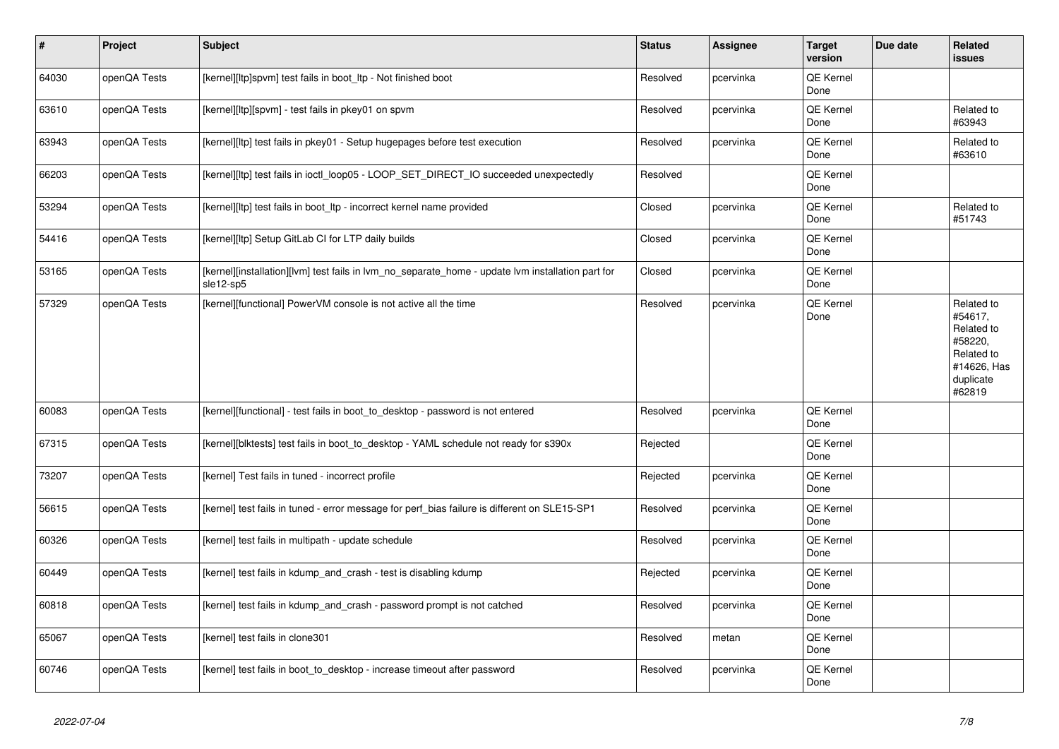| # | Project | Subject | Status | Assignee | Target version | Due date | Related issues |
|---|---|---|---|---|---|---|---|
| 64030 | openQA Tests | [kernel][ltp]spvm] test fails in boot_ltp - Not finished boot | Resolved | pcervinka | QE Kernel Done | | |
| 63610 | openQA Tests | [kernel][ltp][spvm] - test fails in pkey01 on spvm | Resolved | pcervinka | QE Kernel Done | | Related to #63943 |
| 63943 | openQA Tests | [kernel][ltp] test fails in pkey01 - Setup hugepages before test execution | Resolved | pcervinka | QE Kernel Done | | Related to #63610 |
| 66203 | openQA Tests | [kernel][ltp] test fails in ioctl_loop05 - LOOP_SET_DIRECT_IO succeeded unexpectedly | Resolved | | QE Kernel Done | | |
| 53294 | openQA Tests | [kernel][ltp] test fails in boot_ltp - incorrect kernel name provided | Closed | pcervinka | QE Kernel Done | | Related to #51743 |
| 54416 | openQA Tests | [kernel][ltp] Setup GitLab CI for LTP daily builds | Closed | pcervinka | QE Kernel Done | | |
| 53165 | openQA Tests | [kernel][installation][lvm] test fails in lvm_no_separate_home - update lvm installation part for sle12-sp5 | Closed | pcervinka | QE Kernel Done | | |
| 57329 | openQA Tests | [kernel][functional] PowerVM console is not active all the time | Resolved | pcervinka | QE Kernel Done | | Related to #54617, Related to #58220, Related to #14626, Has duplicate #62819 |
| 60083 | openQA Tests | [kernel][functional] - test fails in boot_to_desktop - password is not entered | Resolved | pcervinka | QE Kernel Done | | |
| 67315 | openQA Tests | [kernel][blktests] test fails in boot_to_desktop - YAML schedule not ready for s390x | Rejected | | QE Kernel Done | | |
| 73207 | openQA Tests | [kernel] Test fails in tuned - incorrect profile | Rejected | pcervinka | QE Kernel Done | | |
| 56615 | openQA Tests | [kernel] test fails in tuned - error message for perf_bias failure is different on SLE15-SP1 | Resolved | pcervinka | QE Kernel Done | | |
| 60326 | openQA Tests | [kernel] test fails in multipath - update schedule | Resolved | pcervinka | QE Kernel Done | | |
| 60449 | openQA Tests | [kernel] test fails in kdump_and_crash - test is disabling kdump | Rejected | pcervinka | QE Kernel Done | | |
| 60818 | openQA Tests | [kernel] test fails in kdump_and_crash - password prompt is not catched | Resolved | pcervinka | QE Kernel Done | | |
| 65067 | openQA Tests | [kernel] test fails in clone301 | Resolved | metan | QE Kernel Done | | |
| 60746 | openQA Tests | [kernel] test fails in boot_to_desktop - increase timeout after password | Resolved | pcervinka | QE Kernel Done | | |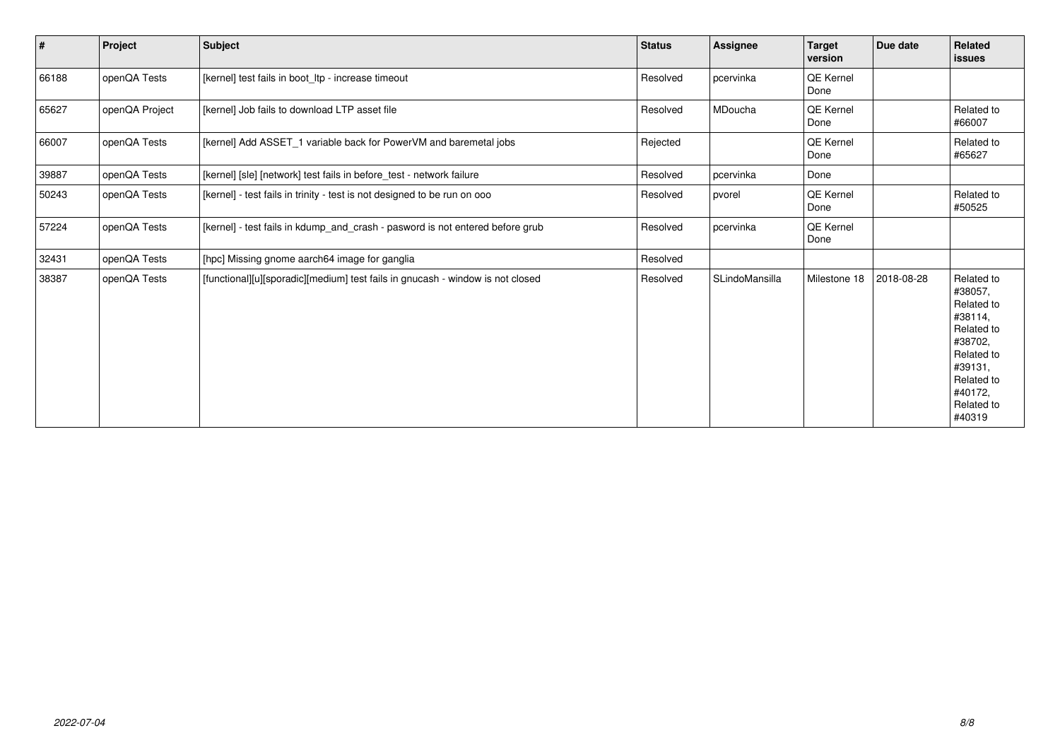| # | Project | Subject | Status | Assignee | Target version | Due date | Related issues |
|---|---|---|---|---|---|---|---|
| 66188 | openQA Tests | [kernel] test fails in boot_ltp - increase timeout | Resolved | pcervinka | QE Kernel Done | | |
| 65627 | openQA Project | [kernel] Job fails to download LTP asset file | Resolved | MDoucha | QE Kernel Done | | Related to #66007 |
| 66007 | openQA Tests | [kernel] Add ASSET_1 variable back for PowerVM and baremetal jobs | Rejected | | QE Kernel Done | | Related to #65627 |
| 39887 | openQA Tests | [kernel] [sle] [network] test fails in before_test - network failure | Resolved | pcervinka | Done | | |
| 50243 | openQA Tests | [kernel] - test fails in trinity - test is not designed to be run on ooo | Resolved | pvorel | QE Kernel Done | | Related to #50525 |
| 57224 | openQA Tests | [kernel] - test fails in kdump_and_crash - pasword is not entered before grub | Resolved | pcervinka | QE Kernel Done | | |
| 32431 | openQA Tests | [hpc] Missing gnome aarch64 image for ganglia | Resolved | | | | |
| 38387 | openQA Tests | [functional][u][sporadic][medium] test fails in gnucash - window is not closed | Resolved | SLindoMansilla | Milestone 18 | 2018-08-28 | Related to #38057, Related to #38114, Related to #38702, Related to #39131, Related to #40172, Related to #40319 |